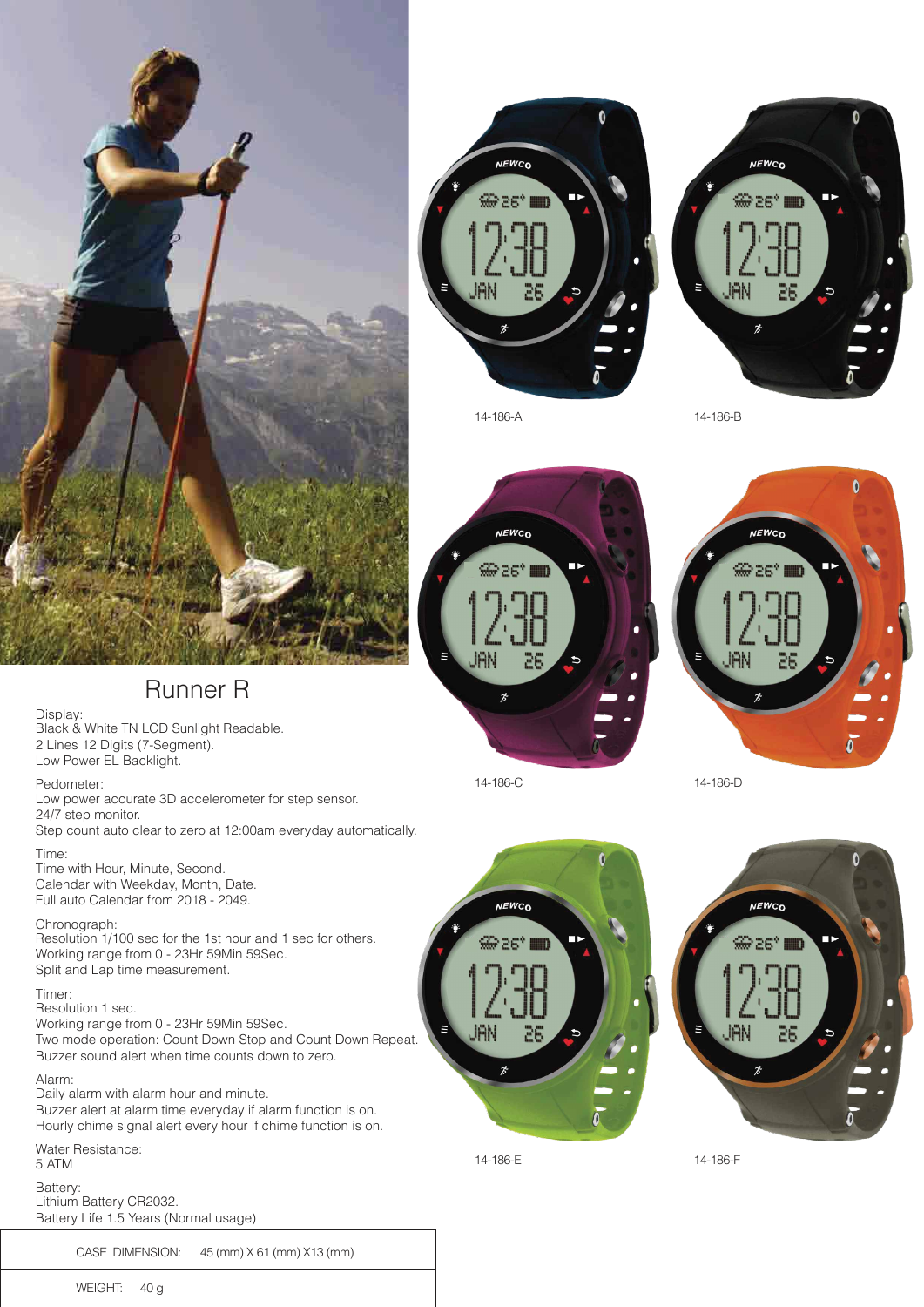# Runner R

Display:
Black & White TN LCD Sunlight Readable.
2 Lines 12 Digits (7-Segment).
Low Power EL Backlight.

Pedometer:
Low power accurate 3D accelerometer for step sensor.
24/7 step monitor.
Step count auto clear to zero at 12:00am everyday automatically.

Time:
Time with Hour, Minute, Second.
Calendar with Weekday, Month, Date.
Full auto Calendar from 2018 - 2049.

Chronograph:
Resolution 1/100 sec for the 1st hour and 1 sec for others.
Working range from 0 - 23Hr 59Min 59Sec.
Split and Lap time measurement.

Timer:
Resolution 1 sec.
Working range from 0 - 23Hr 59Min 59Sec.
Two mode operation: Count Down Stop and Count Down Repeat.
Buzzer sound alert when time counts down to zero.

Alarm:
Daily alarm with alarm hour and minute.
Buzzer alert at alarm time everyday if alarm function is on.
Hourly chime signal alert every hour if chime function is on.

Water Resistance:
5 ATM

Battery:
Lithium Battery CR2032.
Battery Life 1.5 Years (Normal usage)

| CASE DIMENSION: | 45 (mm) X 61 (mm) X13 (mm) |
|---|---|
| WEIGHT: | 40 g |

14-186-A

14-186-B

14-186-C

14-186-D

14-186-E

14-186-F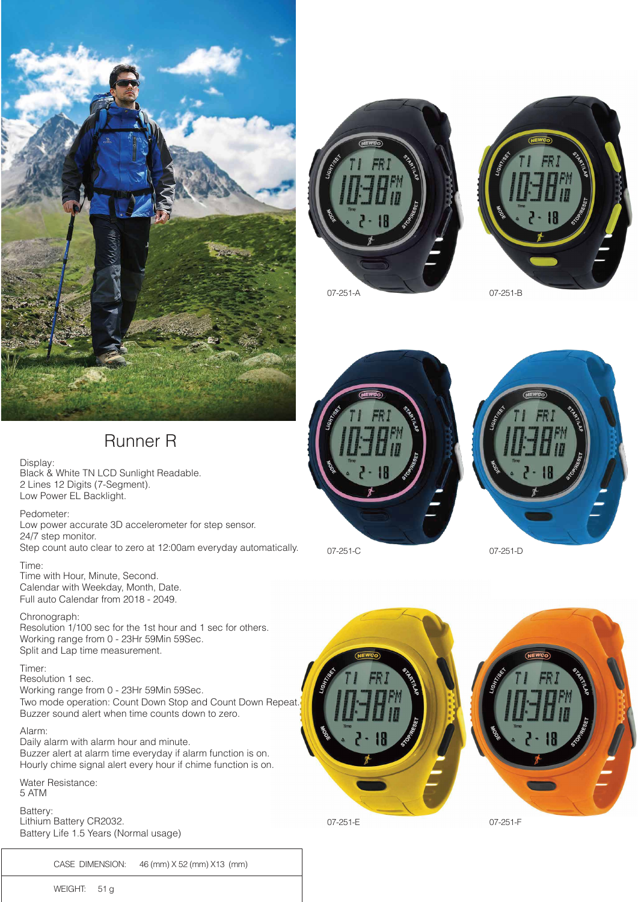07-251-A

07-251-B

07-251-C

07-251-D

07-251-E

07-251-F

# Runner R

Display:
Black & White TN LCD Sunlight Readable.
2 Lines 12 Digits (7-Segment).
Low Power EL Backlight.

Pedometer:
Low power accurate 3D accelerometer for step sensor.
24/7 step monitor.
Step count auto clear to zero at 12:00am everyday automatically.

Time:
Time with Hour, Minute, Second.
Calendar with Weekday, Month, Date.
Full auto Calendar from 2018 - 2049.

Chronograph:
Resolution 1/100 sec for the 1st hour and 1 sec for others.
Working range from 0 - 23Hr 59Min 59Sec.
Split and Lap time measurement.

Timer:
Resolution 1 sec.
Working range from 0 - 23Hr 59Min 59Sec.
Two mode operation: Count Down Stop and Count Down Repeat.
Buzzer sound alert when time counts down to zero.

Alarm:
Daily alarm with alarm hour and minute.
Buzzer alert at alarm time everyday if alarm function is on.
Hourly chime signal alert every hour if chime function is on.

Water Resistance:
5 ATM

Battery:
Lithium Battery CR2032.
Battery Life 1.5 Years (Normal usage)

| | |
|---|---|
| CASE DIMENSION: | 46 (mm) X 52 (mm) X13 (mm) |
| WEIGHT: | 51 g |